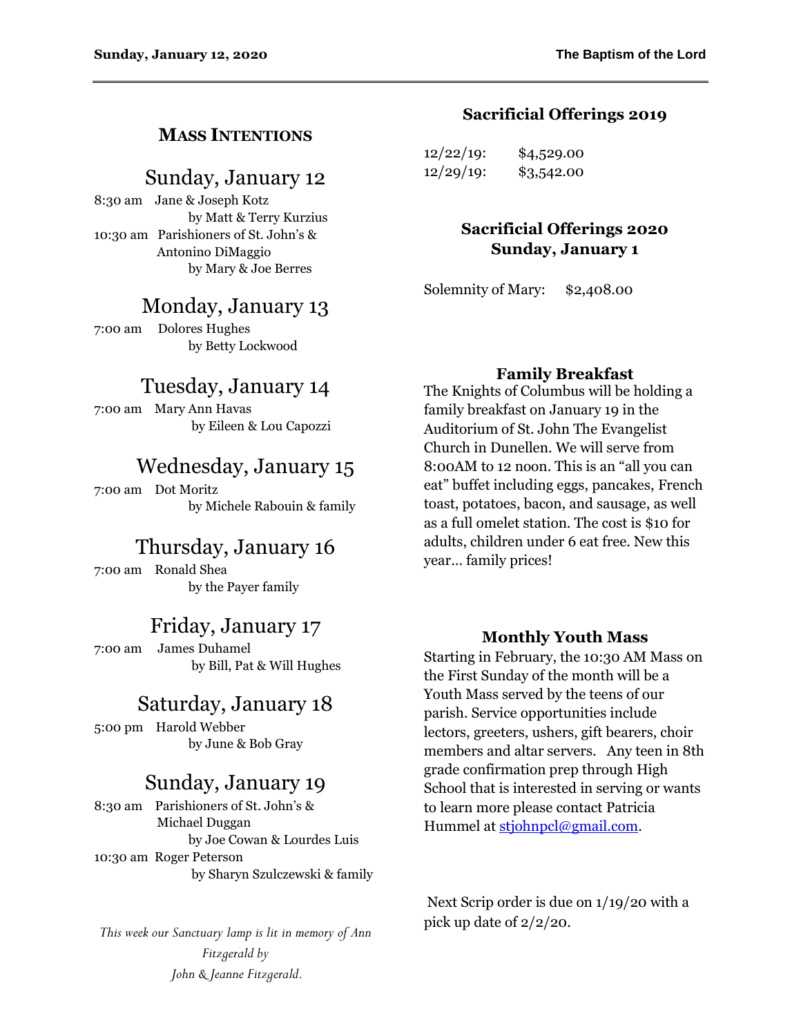## MASS INTENTIONS

### Sunday, January 12

8:30 am Jane & Joseph Kotz
by Matt & Terry Kurzius

10:30 am Parishioners of St. John's & Antonino DiMaggio
by Mary & Joe Berres

### Monday, January 13

7:00 am Dolores Hughes
by Betty Lockwood

### Tuesday, January 14

7:00 am Mary Ann Havas
by Eileen & Lou Capozzi

### Wednesday, January 15

7:00 am Dot Moritz
by Michele Rabouin & family

### Thursday, January 16

7:00 am Ronald Shea
by the Payer family

### Friday, January 17

7:00 am James Duhamel
by Bill, Pat & Will Hughes

### Saturday, January 18

5:00 pm Harold Webber
by June & Bob Gray

### Sunday, January 19

8:30 am Parishioners of St. John's & Michael Duggan
by Joe Cowan & Lourdes Luis

10:30 am Roger Peterson
by Sharyn Szulczewski & family

*This week our Sanctuary lamp is lit in memory of Ann Fitzgerald by John & Jeanne Fitzgerald.*

## Sacrificial Offerings 2019

12/22/19: $4,529.00
12/29/19: $3,542.00

## Sacrificial Offerings 2020 Sunday, January 1

Solemnity of Mary: $2,408.00

### Family Breakfast

The Knights of Columbus will be holding a family breakfast on January 19 in the Auditorium of St. John The Evangelist Church in Dunellen. We will serve from 8:00AM to 12 noon. This is an "all you can eat" buffet including eggs, pancakes, French toast, potatoes, bacon, and sausage, as well as a full omelet station. The cost is $10 for adults, children under 6 eat free. New this year… family prices!

### Monthly Youth Mass

Starting in February, the 10:30 AM Mass on the First Sunday of the month will be a Youth Mass served by the teens of our parish. Service opportunities include lectors, greeters, ushers, gift bearers, choir members and altar servers. Any teen in 8th grade confirmation prep through High School that is interested in serving or wants to learn more please contact Patricia Hummel at stjohnpcl@gmail.com.

Next Scrip order is due on 1/19/20 with a pick up date of 2/2/20.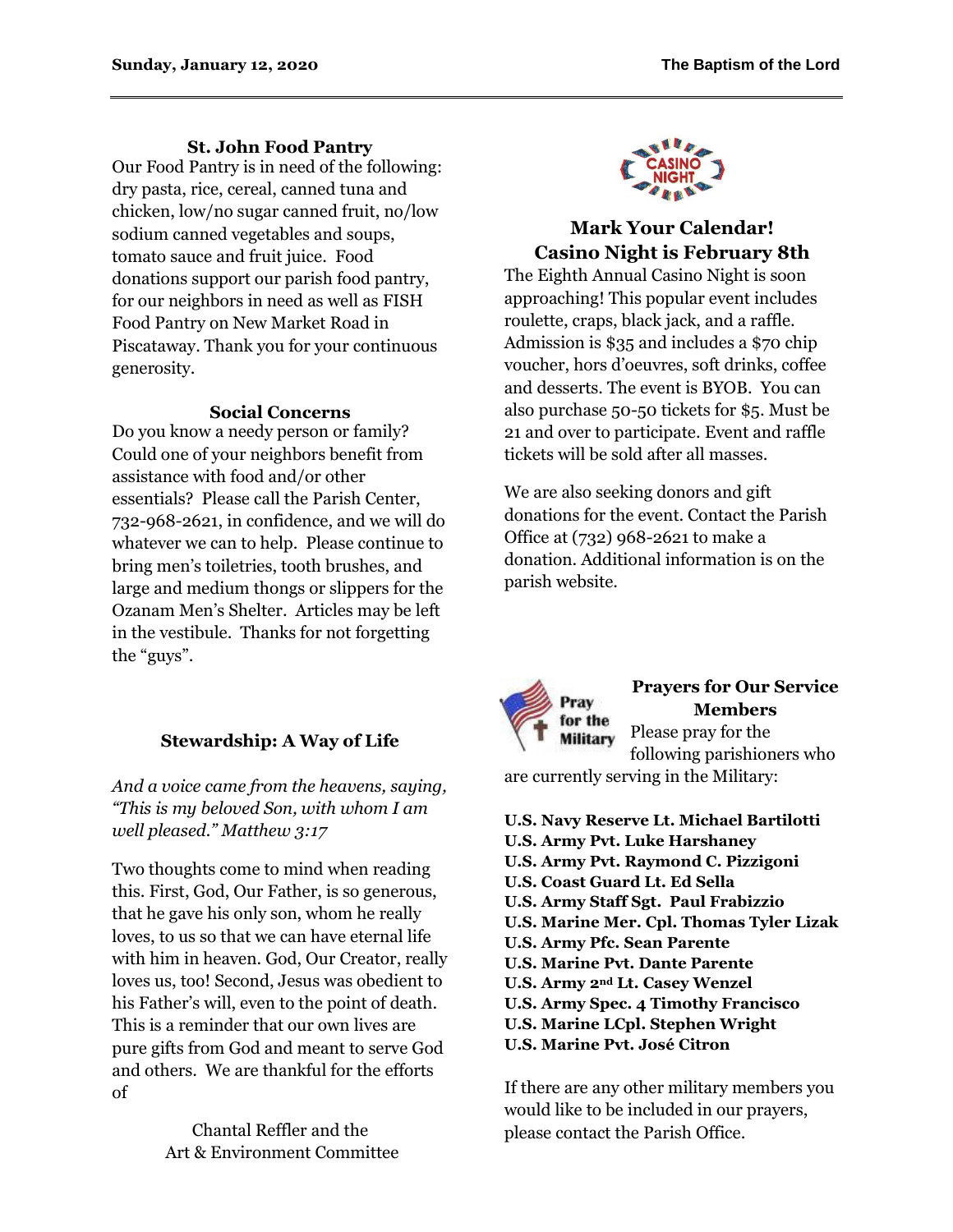### St. John Food Pantry

Our Food Pantry is in need of the following: dry pasta, rice, cereal, canned tuna and chicken, low/no sugar canned fruit, no/low sodium canned vegetables and soups, tomato sauce and fruit juice. Food donations support our parish food pantry, for our neighbors in need as well as FISH Food Pantry on New Market Road in Piscataway. Thank you for your continuous generosity.

### Social Concerns

Do you know a needy person or family? Could one of your neighbors benefit from assistance with food and/or other essentials? Please call the Parish Center, 732-968-2621, in confidence, and we will do whatever we can to help. Please continue to bring men's toiletries, tooth brushes, and large and medium thongs or slippers for the Ozanam Men's Shelter. Articles may be left in the vestibule. Thanks for not forgetting the "guys".

### Stewardship: A Way of Life

*And a voice came from the heavens, saying, "This is my beloved Son, with whom I am well pleased." Matthew 3:17*

Two thoughts come to mind when reading this. First, God, Our Father, is so generous, that he gave his only son, whom he really loves, to us so that we can have eternal life with him in heaven. God, Our Creator, really loves us, too! Second, Jesus was obedient to his Father's will, even to the point of death. This is a reminder that our own lives are pure gifts from God and meant to serve God and others. We are thankful for the efforts of

Chantal Reffler and the
Art & Environment Committee

### Mark Your Calendar! Casino Night is February 8th

The Eighth Annual Casino Night is soon approaching! This popular event includes roulette, craps, black jack, and a raffle. Admission is $35 and includes a $70 chip voucher, hors d'oeuvres, soft drinks, coffee and desserts. The event is BYOB. You can also purchase 50-50 tickets for $5. Must be 21 and over to participate. Event and raffle tickets will be sold after all masses.

We are also seeking donors and gift donations for the event. Contact the Parish Office at (732) 968-2621 to make a donation. Additional information is on the parish website.

### Prayers for Our Service Members

Please pray for the following parishioners who are currently serving in the Military:

**U.S. Navy Reserve Lt. Michael Bartilotti**
**U.S. Army Pvt. Luke Harshaney**
**U.S. Army Pvt. Raymond C. Pizzigoni**
**U.S. Coast Guard Lt. Ed Sella**
**U.S. Army Staff Sgt. Paul Frabizzio**
**U.S. Marine Mer. Cpl. Thomas Tyler Lizak**
**U.S. Army Pfc. Sean Parente**
**U.S. Marine Pvt. Dante Parente**
**U.S. Army 2nd Lt. Casey Wenzel**
**U.S. Army Spec. 4 Timothy Francisco**
**U.S. Marine LCpl. Stephen Wright**
**U.S. Marine Pvt. José Citron**

If there are any other military members you would like to be included in our prayers, please contact the Parish Office.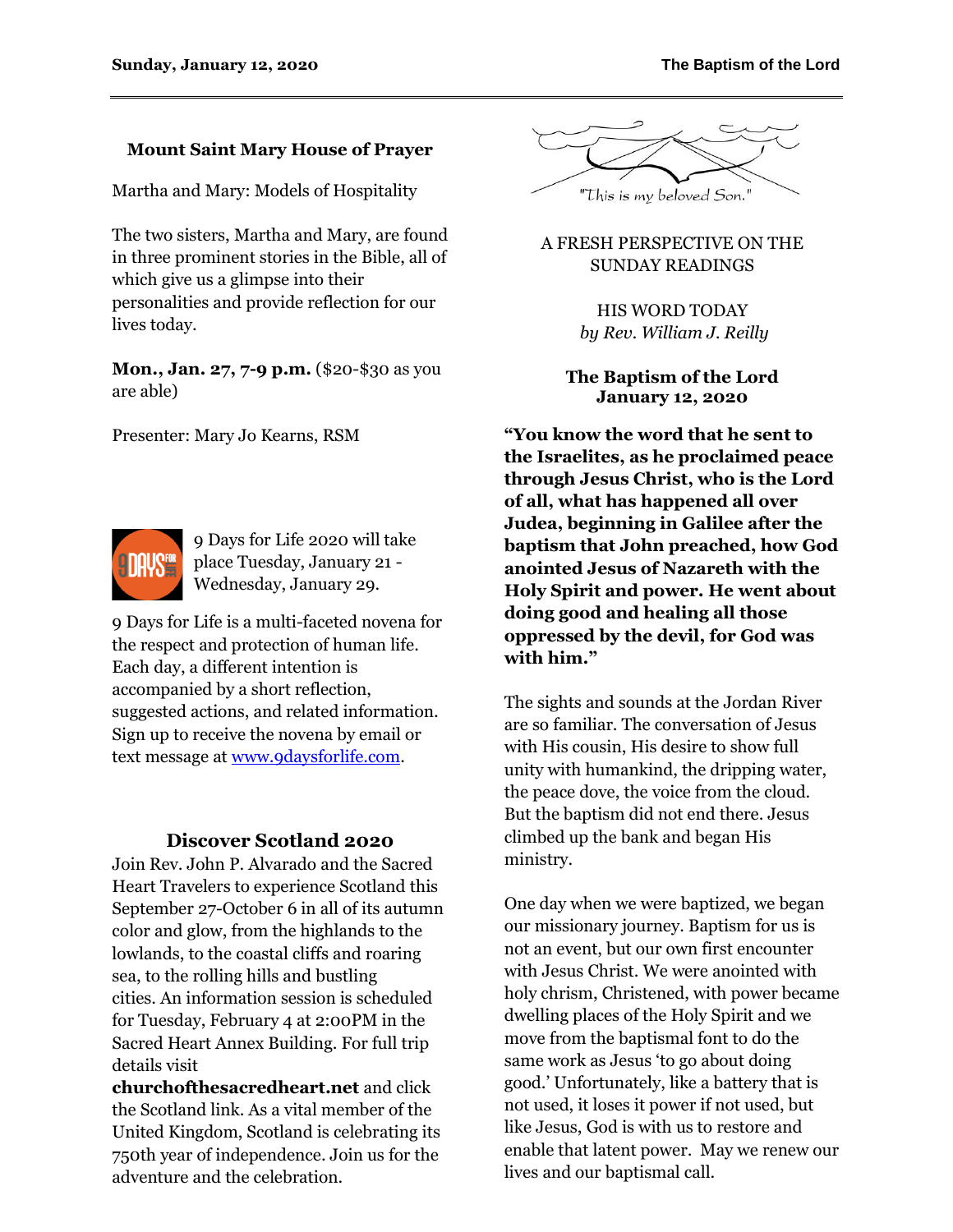## Mount Saint Mary House of Prayer

Martha and Mary: Models of Hospitality

The two sisters, Martha and Mary, are found in three prominent stories in the Bible, all of which give us a glimpse into their personalities and provide reflection for our lives today.

**Mon., Jan. 27, 7-9 p.m.** ($20-$30 as you are able)

Presenter: Mary Jo Kearns, RSM

9 Days for Life 2020 will take place Tuesday, January 21 - Wednesday, January 29.

9 Days for Life is a multi-faceted novena for the respect and protection of human life. Each day, a different intention is accompanied by a short reflection, suggested actions, and related information. Sign up to receive the novena by email or text message at www.9daysforlife.com.

## Discover Scotland 2020

Join Rev. John P. Alvarado and the Sacred Heart Travelers to experience Scotland this September 27-October 6 in all of its autumn color and glow, from the highlands to the lowlands, to the coastal cliffs and roaring sea, to the rolling hills and bustling cities. An information session is scheduled for Tuesday, February 4 at 2:00PM in the Sacred Heart Annex Building. For full trip details visit **churchofthesacredheart.net** and click the Scotland link. As a vital member of the United Kingdom, Scotland is celebrating its 750th year of independence. Join us for the adventure and the celebration.

"This is my beloved Son."

A FRESH PERSPECTIVE ON THE SUNDAY READINGS

HIS WORD TODAY
*by Rev. William J. Reilly*

**The Baptism of the Lord**
**January 12, 2020**

**"You know the word that he sent to the Israelites, as he proclaimed peace through Jesus Christ, who is the Lord of all, what has happened all over Judea, beginning in Galilee after the baptism that John preached, how God anointed Jesus of Nazareth with the Holy Spirit and power. He went about doing good and healing all those oppressed by the devil, for God was with him."**

The sights and sounds at the Jordan River are so familiar. The conversation of Jesus with His cousin, His desire to show full unity with humankind, the dripping water, the peace dove, the voice from the cloud. But the baptism did not end there. Jesus climbed up the bank and began His ministry.

One day when we were baptized, we began our missionary journey. Baptism for us is not an event, but our own first encounter with Jesus Christ. We were anointed with holy chrism, Christened, with power became dwelling places of the Holy Spirit and we move from the baptismal font to do the same work as Jesus 'to go about doing good.' Unfortunately, like a battery that is not used, it loses it power if not used, but like Jesus, God is with us to restore and enable that latent power. May we renew our lives and our baptismal call.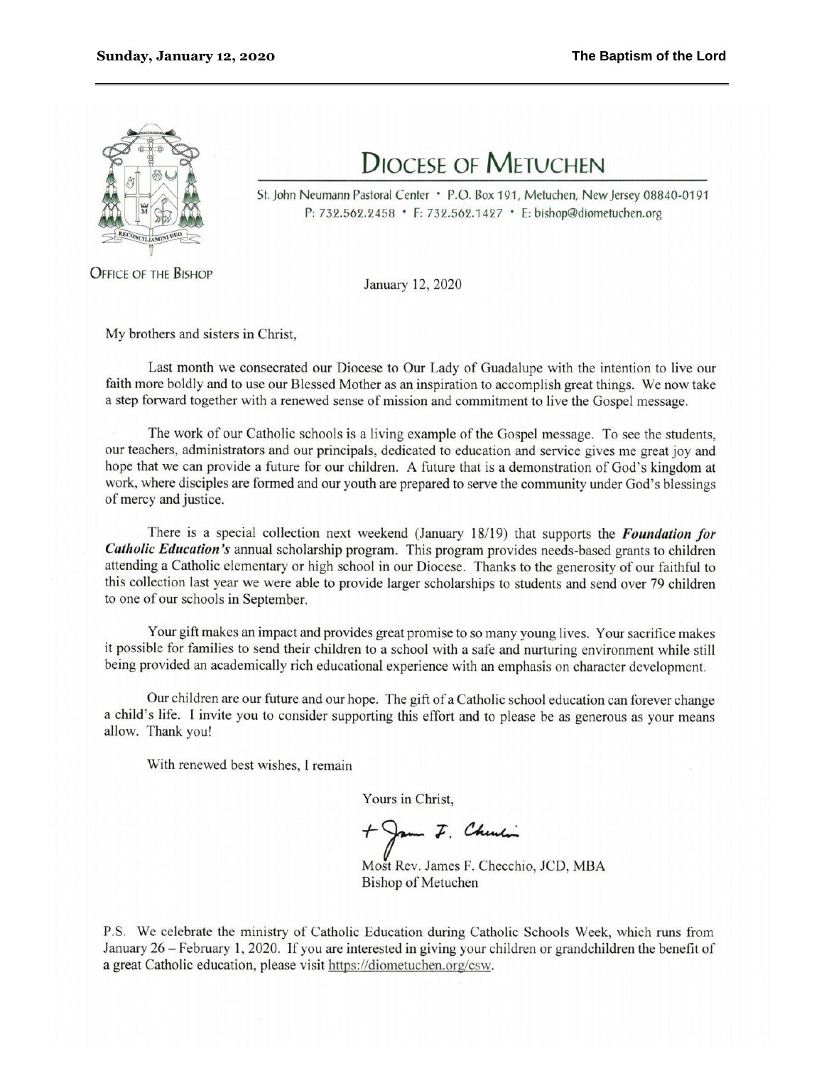# DIOCESE OF METUCHEN

St. John Neumann Pastoral Center • P.O. Box 191, Metuchen, New Jersey 08840-0191
P: 732.562.2458 • F: 732.562.1427 • E: bishop@diometuchen.org

OFFICE OF THE BISHOP

January 12, 2020

My brothers and sisters in Christ,

Last month we consecrated our Diocese to Our Lady of Guadalupe with the intention to live our faith more boldly and to use our Blessed Mother as an inspiration to accomplish great things. We now take a step forward together with a renewed sense of mission and commitment to live the Gospel message.

The work of our Catholic schools is a living example of the Gospel message. To see the students, our teachers, administrators and our principals, dedicated to education and service gives me great joy and hope that we can provide a future for our children. A future that is a demonstration of God's kingdom at work, where disciples are formed and our youth are prepared to serve the community under God's blessings of mercy and justice.

There is a special collection next weekend (January 18/19) that supports the ***Foundation for Catholic Education's*** annual scholarship program. This program provides needs-based grants to children attending a Catholic elementary or high school in our Diocese. Thanks to the generosity of our faithful to this collection last year we were able to provide larger scholarships to students and send over 79 children to one of our schools in September.

Your gift makes an impact and provides great promise to so many young lives. Your sacrifice makes it possible for families to send their children to a school with a safe and nurturing environment while still being provided an academically rich educational experience with an emphasis on character development.

Our children are our future and our hope. The gift of a Catholic school education can forever change a child's life. I invite you to consider supporting this effort and to please be as generous as your means allow. Thank you!

With renewed best wishes, I remain

Yours in Christ,

+ James F. Checchio

Most Rev. James F. Checchio, JCD, MBA
Bishop of Metuchen

P.S. We celebrate the ministry of Catholic Education during Catholic Schools Week, which runs from January 26 – February 1, 2020. If you are interested in giving your children or grandchildren the benefit of a great Catholic education, please visit https://diometuchen.org/csw.